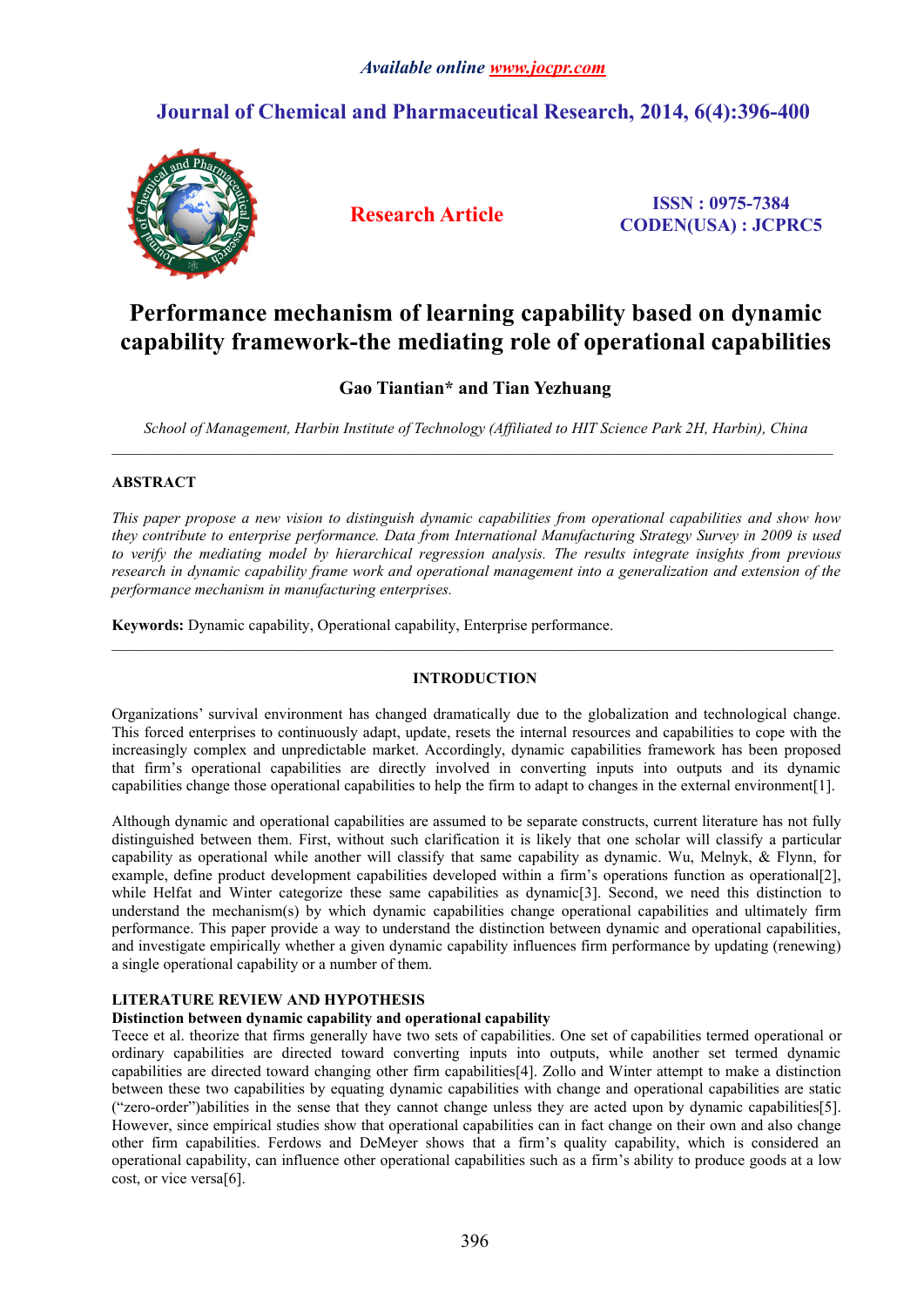# Performance mechanism of learning capability based on dynamic capability framework-the mediating role of operational capabilities

**Gao Tiantian\* and Tian Yezhuang**

*School of Management, Harbin Institute of Technology (Affiliated to HIT Science Park 2H, Harbin), China*

---

## ABSTRACT

*This paper propose a new vision to distinguish dynamic capabilities from operational capabilities and show how they contribute to enterprise performance. Data from International Manufacturing Strategy Survey in 2009 is used to verify the mediating model by hierarchical regression analysis. The results integrate insights from previous research in dynamic capability frame work and operational management into a generalization and extension of the performance mechanism in manufacturing enterprises.*

**Keywords:** Dynamic capability, Operational capability, Enterprise performance.

---

## INTRODUCTION

Organizations' survival environment has changed dramatically due to the globalization and technological change. This forced enterprises to continuously adapt, update, resets the internal resources and capabilities to cope with the increasingly complex and unpredictable market. Accordingly, dynamic capabilities framework has been proposed that firm's operational capabilities are directly involved in converting inputs into outputs and its dynamic capabilities change those operational capabilities to help the firm to adapt to changes in the external environment[1].

Although dynamic and operational capabilities are assumed to be separate constructs, current literature has not fully distinguished between them. First, without such clarification it is likely that one scholar will classify a particular capability as operational while another will classify that same capability as dynamic. Wu, Melnyk, & Flynn, for example, define product development capabilities developed within a firm's operations function as operational[2], while Helfat and Winter categorize these same capabilities as dynamic[3]. Second, we need this distinction to understand the mechanism(s) by which dynamic capabilities change operational capabilities and ultimately firm performance. This paper provide a way to understand the distinction between dynamic and operational capabilities, and investigate empirically whether a given dynamic capability influences firm performance by updating (renewing) a single operational capability or a number of them.

## LITERATURE REVIEW AND HYPOTHESIS

### Distinction between dynamic capability and operational capability

Teece et al. theorize that firms generally have two sets of capabilities. One set of capabilities termed operational or ordinary capabilities are directed toward converting inputs into outputs, while another set termed dynamic capabilities are directed toward changing other firm capabilities[4]. Zollo and Winter attempt to make a distinction between these two capabilities by equating dynamic capabilities with change and operational capabilities are static ("zero-order")abilities in the sense that they cannot change unless they are acted upon by dynamic capabilities[5]. However, since empirical studies show that operational capabilities can in fact change on their own and also change other firm capabilities. Ferdows and DeMeyer shows that a firm's quality capability, which is considered an operational capability, can influence other operational capabilities such as a firm's ability to produce goods at a low cost, or vice versa[6].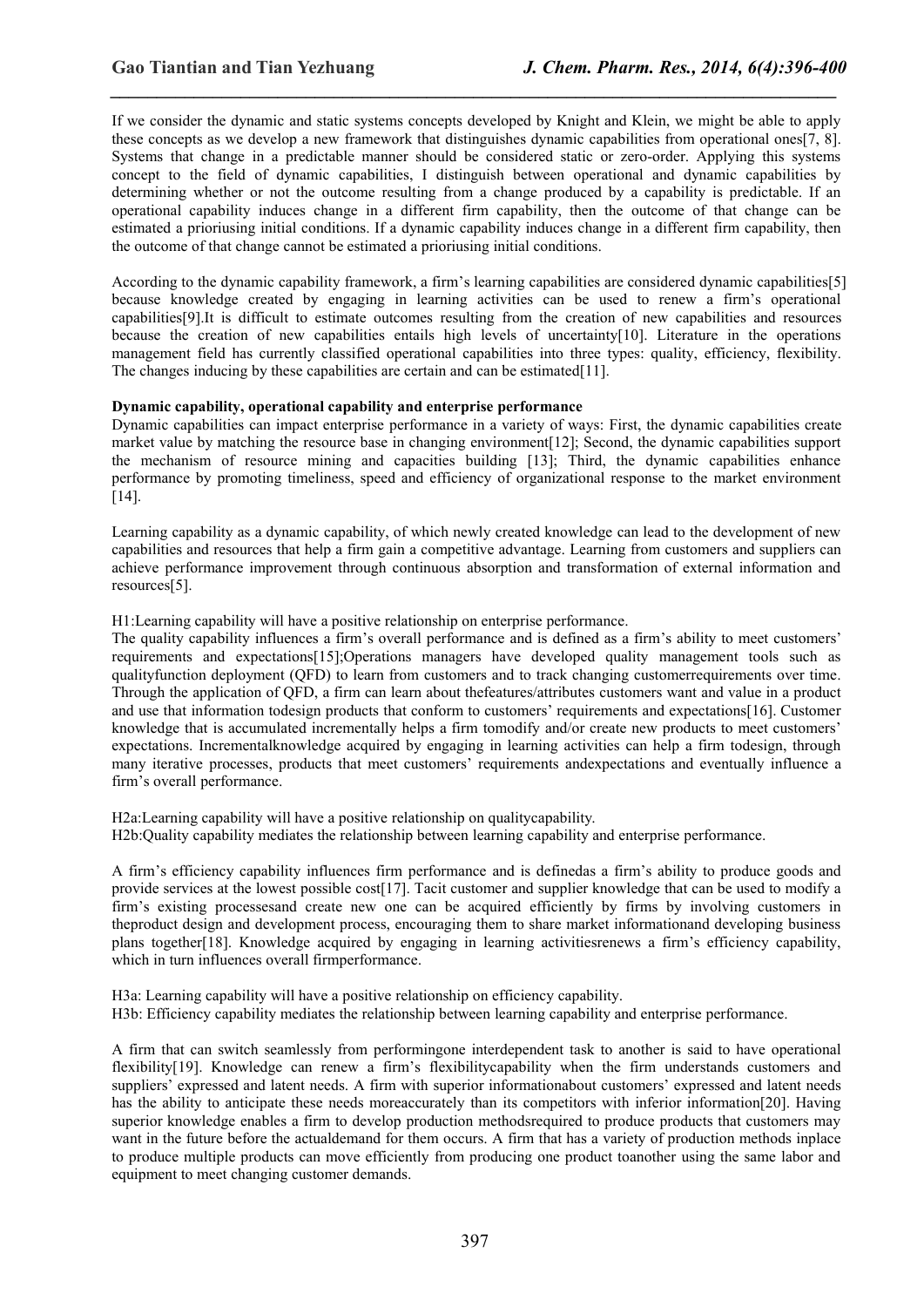If we consider the dynamic and static systems concepts developed by Knight and Klein, we might be able to apply these concepts as we develop a new framework that distinguishes dynamic capabilities from operational ones[7, 8]. Systems that change in a predictable manner should be considered static or zero-order. Applying this systems concept to the field of dynamic capabilities, I distinguish between operational and dynamic capabilities by determining whether or not the outcome resulting from a change produced by a capability is predictable. If an operational capability induces change in a different firm capability, then the outcome of that change can be estimated a prioriusing initial conditions. If a dynamic capability induces change in a different firm capability, then the outcome of that change cannot be estimated a prioriusing initial conditions.

According to the dynamic capability framework, a firm's learning capabilities are considered dynamic capabilities[5] because knowledge created by engaging in learning activities can be used to renew a firm's operational capabilities[9].It is difficult to estimate outcomes resulting from the creation of new capabilities and resources because the creation of new capabilities entails high levels of uncertainty[10]. Literature in the operations management field has currently classified operational capabilities into three types: quality, efficiency, flexibility. The changes inducing by these capabilities are certain and can be estimated[11].

**Dynamic capability, operational capability and enterprise performance**

Dynamic capabilities can impact enterprise performance in a variety of ways: First, the dynamic capabilities create market value by matching the resource base in changing environment[12]; Second, the dynamic capabilities support the mechanism of resource mining and capacities building [13]; Third, the dynamic capabilities enhance performance by promoting timeliness, speed and efficiency of organizational response to the market environment [14].

Learning capability as a dynamic capability, of which newly created knowledge can lead to the development of new capabilities and resources that help a firm gain a competitive advantage. Learning from customers and suppliers can achieve performance improvement through continuous absorption and transformation of external information and resources[5].

H1:Learning capability will have a positive relationship on enterprise performance.

The quality capability influences a firm's overall performance and is defined as a firm's ability to meet customers' requirements and expectations[15];Operations managers have developed quality management tools such as qualityfunction deployment (QFD) to learn from customers and to track changing customerrequirements over time. Through the application of QFD, a firm can learn about thefeatures/attributes customers want and value in a product and use that information todesign products that conform to customers' requirements and expectations[16]. Customer knowledge that is accumulated incrementally helps a firm tomodify and/or create new products to meet customers' expectations. Incrementalknowledge acquired by engaging in learning activities can help a firm todesign, through many iterative processes, products that meet customers' requirements andexpectations and eventually influence a firm's overall performance.

H2a:Learning capability will have a positive relationship on qualitycapability.

H2b:Quality capability mediates the relationship between learning capability and enterprise performance.

A firm's efficiency capability influences firm performance and is definedas a firm's ability to produce goods and provide services at the lowest possible cost[17]. Tacit customer and supplier knowledge that can be used to modify a firm's existing processesand create new one can be acquired efficiently by firms by involving customers in theproduct design and development process, encouraging them to share market informationand developing business plans together[18]. Knowledge acquired by engaging in learning activitiesrenews a firm's efficiency capability, which in turn influences overall firmperformance.

H3a: Learning capability will have a positive relationship on efficiency capability.

H3b: Efficiency capability mediates the relationship between learning capability and enterprise performance.

A firm that can switch seamlessly from performingone interdependent task to another is said to have operational flexibility[19]. Knowledge can renew a firm's flexibilitycapability when the firm understands customers and suppliers' expressed and latent needs. A firm with superior informationabout customers' expressed and latent needs has the ability to anticipate these needs moreaccurately than its competitors with inferior information[20]. Having superior knowledge enables a firm to develop production methodsrequired to produce products that customers may want in the future before the actualdemand for them occurs. A firm that has a variety of production methods inplace to produce multiple products can move efficiently from producing one product toanother using the same labor and equipment to meet changing customer demands.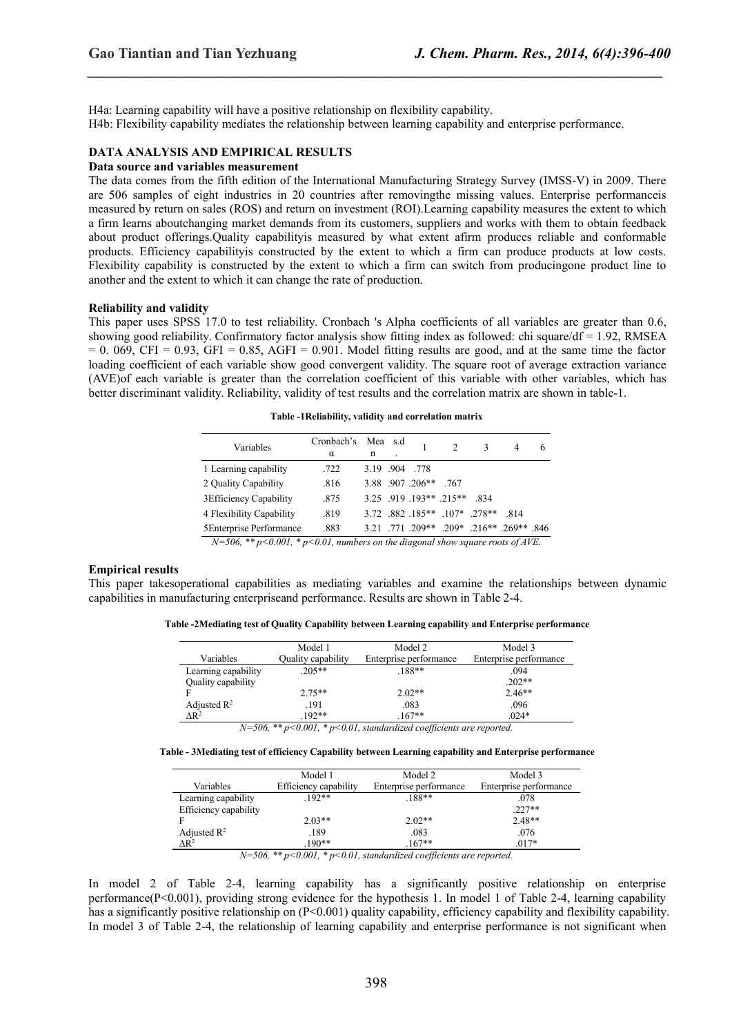H4a: Learning capability will have a positive relationship on flexibility capability.
H4b: Flexibility capability mediates the relationship between learning capability and enterprise performance.

## DATA ANALYSIS AND EMPIRICAL RESULTS

### Data source and variables measurement

The data comes from the fifth edition of the International Manufacturing Strategy Survey (IMSS-V) in 2009. There are 506 samples of eight industries in 20 countries after removingthe missing values. Enterprise performanceis measured by return on sales (ROS) and return on investment (ROI).Learning capability measures the extent to which a firm learns aboutchanging market demands from its customers, suppliers and works with them to obtain feedback about product offerings.Quality capabilityis measured by what extent afirm produces reliable and conformable products. Efficiency capabilityis constructed by the extent to which a firm can produce products at low costs. Flexibility capability is constructed by the extent to which a firm can switch from producingone product line to another and the extent to which it can change the rate of production.

### Reliability and validity

This paper uses SPSS 17.0 to test reliability. Cronbach 's Alpha coefficients of all variables are greater than 0.6, showing good reliability. Confirmatory factor analysis show fitting index as followed: chi square/df = 1.92, RMSEA = 0. 069, CFI = 0.93, GFI = 0.85, AGFI = 0.901. Model fitting results are good, and at the same time the factor loading coefficient of each variable show good convergent validity. The square root of average extraction variance (AVE)of each variable is greater than the correlation coefficient of this variable with other variables, which has better discriminant validity. Reliability, validity of test results and the correlation matrix are shown in table-1.

**Table -1Reliability, validity and correlation matrix**

| Variables | Cronbach's α | Mean | s.d. | 1 | 2 | 3 | 4 | 6 |
|---|---|---|---|---|---|---|---|---|
| 1 Learning capability | .722 | 3.19 | .904 | .778 | | | | |
| 2 Quality Capability | .816 | 3.88 | .907 | .206** | .767 | | | |
| 3Efficiency Capability | .875 | 3.25 | .919 | .193** | .215** | .834 | | |
| 4 Flexibility Capability | .819 | 3.72 | .882 | .185** | .107* | .278** | .814 | |
| 5Enterprise Performance | .883 | 3.21 | .771 | .209** | .209* | .216** | .269** | .846 |

*N=506, ** p<0.001, * p<0.01, numbers on the diagonal show square roots of AVE.*

### Empirical results

This paper takesoperational capabilities as mediating variables and examine the relationships between dynamic capabilities in manufacturing enterpriseand performance. Results are shown in Table 2-4.

**Table -2Mediating test of Quality Capability between Learning capability and Enterprise performance**

| Variables | Model 1<br>Quality capability | Model 2<br>Enterprise performance | Model 3<br>Enterprise performance |
|---|---|---|---|
| Learning capability | .205** | .188** | .094 |
| Quality capability | | | .202** |
| F | 2.75** | 2.02** | 2.46** |
| Adjusted $R^2$ | .191 | .083 | .096 |
| $\Delta R^2$ | .192** | .167** | .024* |

*N=506, ** p<0.001, * p<0.01, standardized coefficients are reported.*

**Table - 3Mediating test of efficiency Capability between Learning capability and Enterprise performance**

| Variables | Model 1<br>Efficiency capability | Model 2<br>Enterprise performance | Model 3<br>Enterprise performance |
|---|---|---|---|
| Learning capability | .192** | .188** | .078 |
| Efficiency capability | | | .227** |
| F | 2.03** | 2.02** | 2.48** |
| Adjusted $R^2$ | .189 | .083 | .076 |
| $\Delta R^2$ | .190** | .167** | .017* |

*N=506, ** p<0.001, * p<0.01, standardized coefficients are reported.*

In model 2 of Table 2-4, learning capability has a significantly positive relationship on enterprise performance(P<0.001), providing strong evidence for the hypothesis 1. In model 1 of Table 2-4, learning capability has a significantly positive relationship on (P<0.001) quality capability, efficiency capability and flexibility capability. In model 3 of Table 2-4, the relationship of learning capability and enterprise performance is not significant when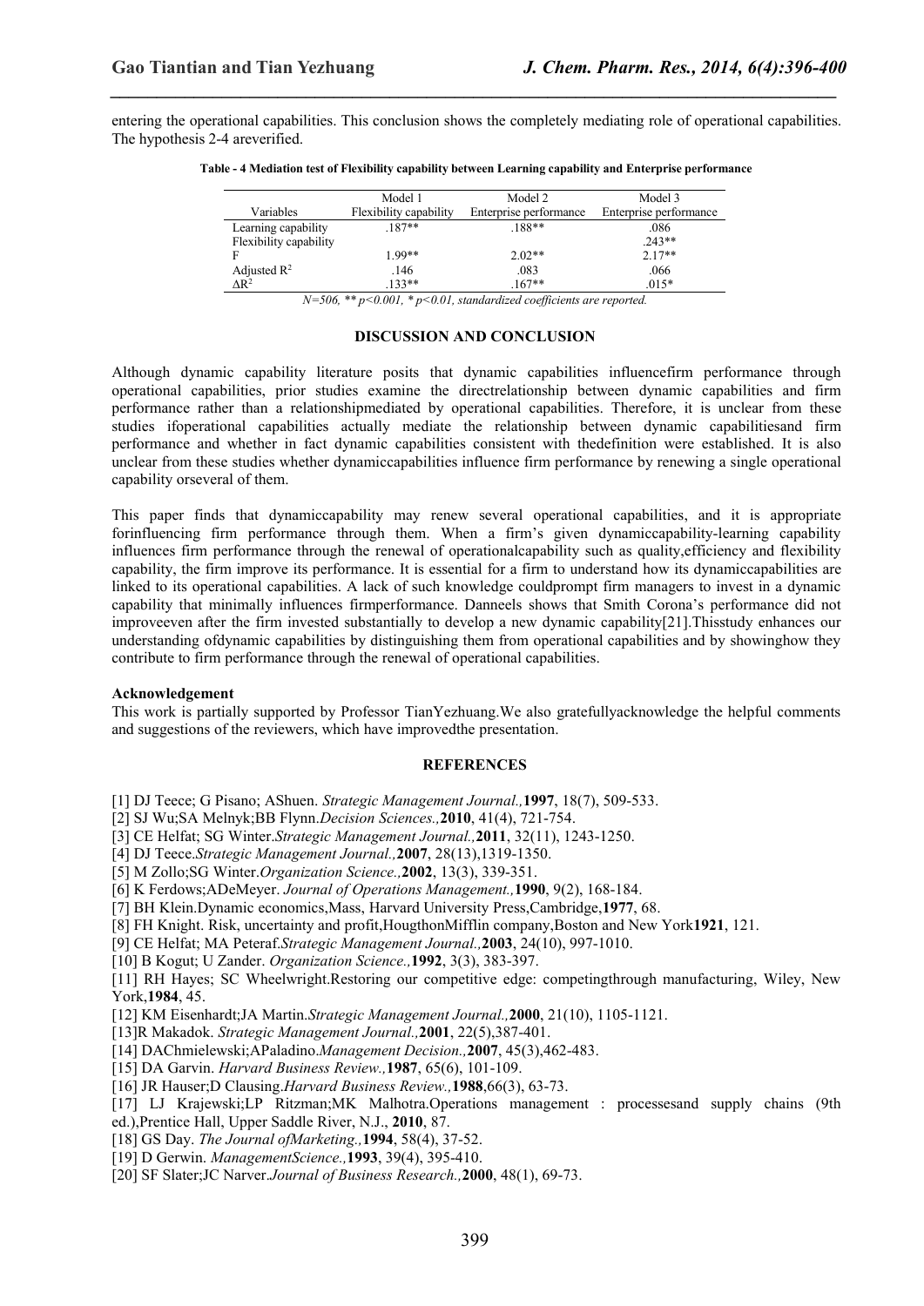entering the operational capabilities. This conclusion shows the completely mediating role of operational capabilities. The hypothesis 2-4 areverified.

**Table - 4 Mediation test of Flexibility capability between Learning capability and Enterprise performance**

| Variables | Model 1<br>Flexibility capability | Model 2<br>Enterprise performance | Model 3<br>Enterprise performance |
|---|---|---|---|
| Learning capability | .187** | .188** | .086 |
| Flexibility capability | | | .243** |
| F | 1.99** | 2.02** | 2.17** |
| Adjusted $R^2$ | .146 | .083 | .066 |
| $\Delta R^2$ | .133** | .167** | .015* |

*N=506, \*\* p<0.001, \* p<0.01, standardized coefficients are reported.*

## DISCUSSION AND CONCLUSION

Although dynamic capability literature posits that dynamic capabilities influencefirm performance through operational capabilities, prior studies examine the directrelationship between dynamic capabilities and firm performance rather than a relationshipmediated by operational capabilities. Therefore, it is unclear from these studies ifoperational capabilities actually mediate the relationship between dynamic capabilitiesand firm performance and whether in fact dynamic capabilities consistent with thedefinition were established. It is also unclear from these studies whether dynamiccapabilities influence firm performance by renewing a single operational capability orseveral of them.

This paper finds that dynamiccapability may renew several operational capabilities, and it is appropriate forinfluencing firm performance through them. When a firm's given dynamiccapability-learning capability influences firm performance through the renewal of operationalcapability such as quality,efficiency and flexibility capability, the firm improve its performance. It is essential for a firm to understand how its dynamiccapabilities are linked to its operational capabilities. A lack of such knowledge couldprompt firm managers to invest in a dynamic capability that minimally influences firmperformance. Danneels shows that Smith Corona's performance did not improveeven after the firm invested substantially to develop a new dynamic capability[21].Thisstudy enhances our understanding ofdynamic capabilities by distinguishing them from operational capabilities and by showinghow they contribute to firm performance through the renewal of operational capabilities.

**Acknowledgement**

This work is partially supported by Professor TianYezhuang.We also gratefullyacknowledge the helpful comments and suggestions of the reviewers, which have improvedthe presentation.

## REFERENCES

[1] DJ Teece; G Pisano; AShuen. *Strategic Management Journal.,* **1997**, 18(7), 509-533.

[2] SJ Wu;SA Melnyk;BB Flynn.*Decision Sciences.,* **2010**, 41(4), 721-754.

[3] CE Helfat; SG Winter.*Strategic Management Journal.,* **2011**, 32(11), 1243-1250.

[4] DJ Teece.*Strategic Management Journal.,* **2007**, 28(13),1319-1350.

[5] M Zollo;SG Winter.*Organization Science.,* **2002**, 13(3), 339-351.

[6] K Ferdows;ADeMeyer. *Journal of Operations Management.,* **1990**, 9(2), 168-184.

[7] BH Klein.Dynamic economics,Mass, Harvard University Press,Cambridge,**1977**, 68.

[8] FH Knight. Risk, uncertainty and profit,HougthonMifflin company,Boston and New York**1921**, 121.

[9] CE Helfat; MA Peteraf.*Strategic Management Journal.,* **2003**, 24(10), 997-1010.

[10] B Kogut; U Zander. *Organization Science.,* **1992**, 3(3), 383-397.

[11] RH Hayes; SC Wheelwright.Restoring our competitive edge: competingthrough manufacturing, Wiley, New York,**1984**, 45.

[12] KM Eisenhardt;JA Martin.*Strategic Management Journal.,* **2000**, 21(10), 1105-1121.

[13]R Makadok. *Strategic Management Journal.,* **2001**, 22(5),387-401.

[14] DAChmielewski;APaladino.*Management Decision.,* **2007**, 45(3),462-483.

[15] DA Garvin. *Harvard Business Review.,* **1987**, 65(6), 101-109.

[16] JR Hauser;D Clausing.*Harvard Business Review.,* **1988**,66(3), 63-73.

[17] LJ Krajewski;LP Ritzman;MK Malhotra.Operations management : processesand supply chains (9th ed.),Prentice Hall, Upper Saddle River, N.J., **2010**, 87.

[18] GS Day. *The Journal ofMarketing.,* **1994**, 58(4), 37-52.

[19] D Gerwin. *ManagementScience.,* **1993**, 39(4), 395-410.

[20] SF Slater;JC Narver.*Journal of Business Research.,* **2000**, 48(1), 69-73.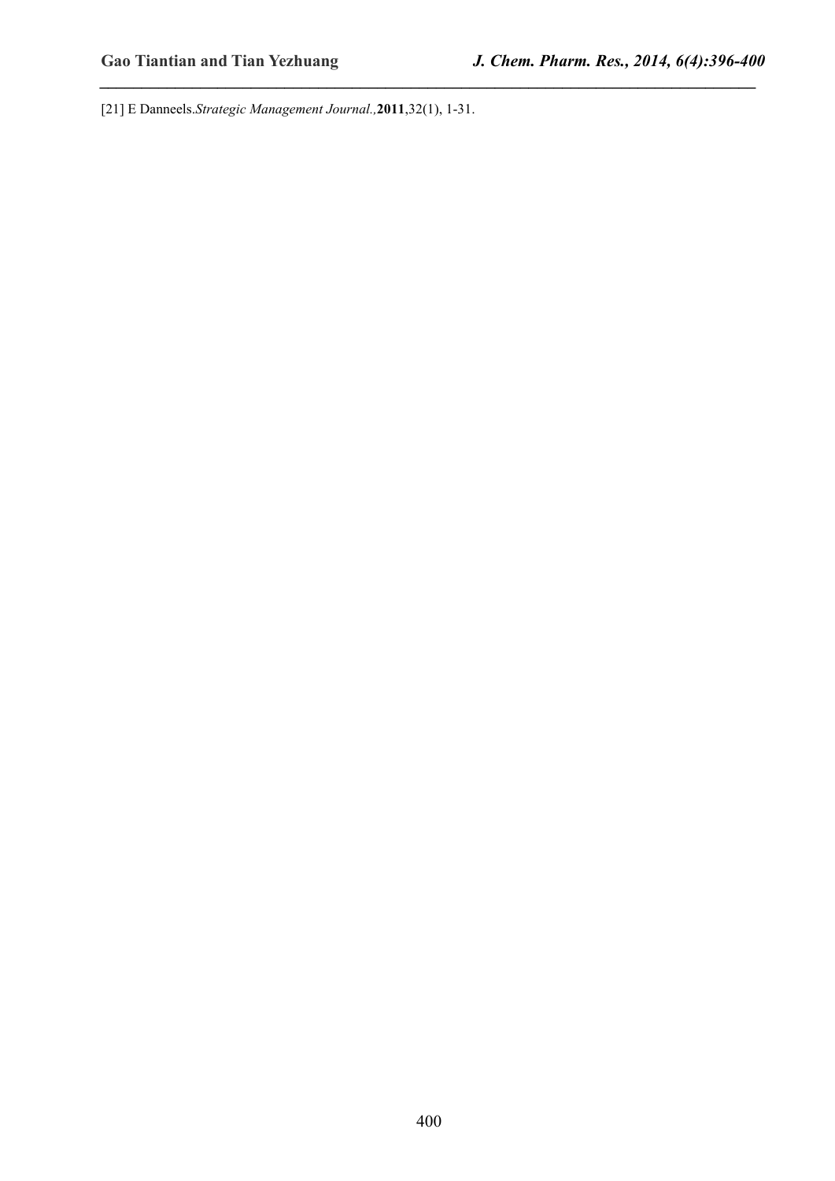[21] E Danneels.*Strategic Management Journal.,***2011**,32(1), 1-31.